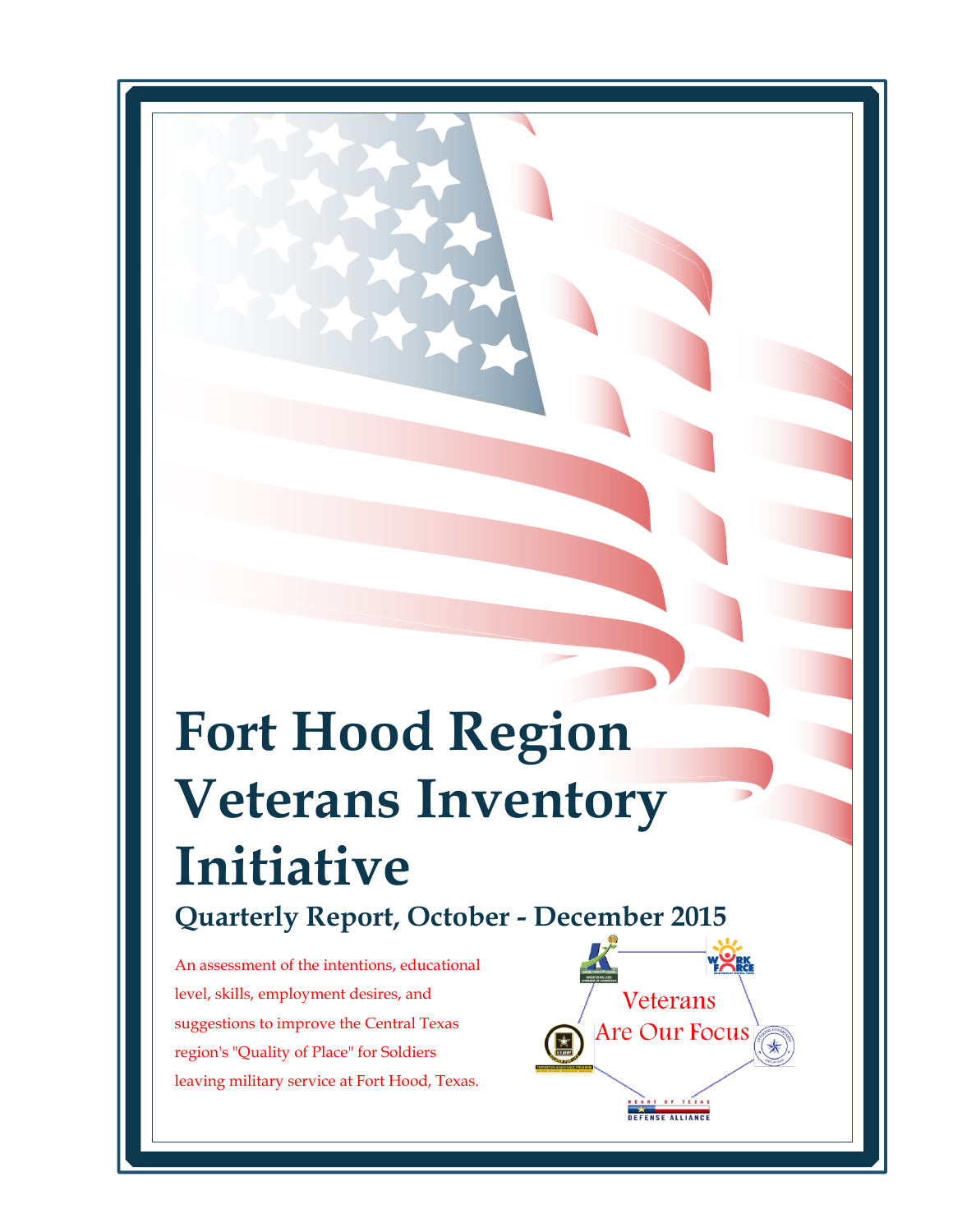# Fort Hood Region Veterans Inventory Initiative

## Quarterly Report, October - December 2015

An assessment of the intentions, educational level, skills, employment desires, and suggestions to improve the Central Texas region's "Quality of Place" for Soldiers leaving military service at Fort Hood, Texas.

Veterans Are Our Focus

HEART OF TEXAS DEFENSE ALLIANCE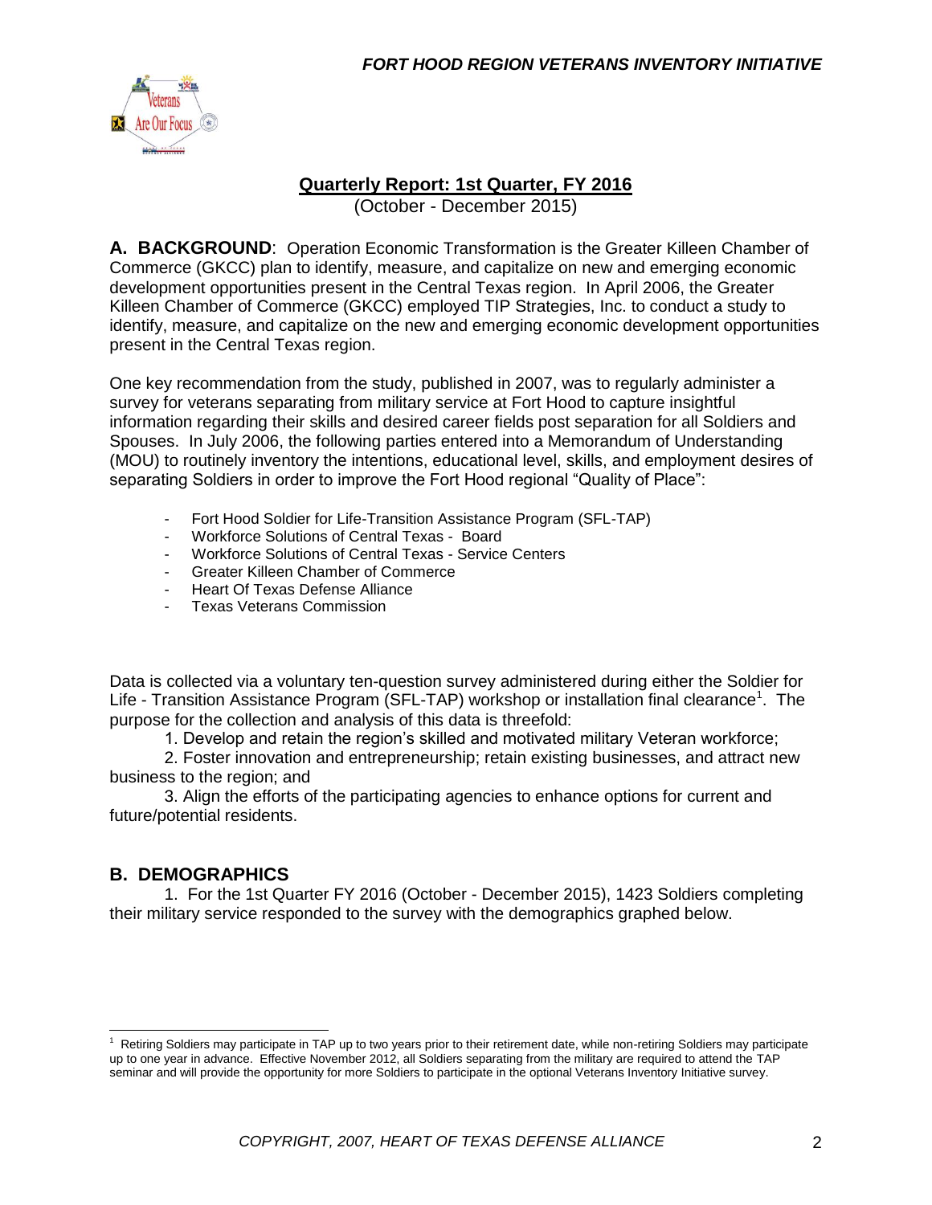## Quarterly Report: 1st Quarter, FY 2016

(October - December 2015)

**A. BACKGROUND**: Operation Economic Transformation is the Greater Killeen Chamber of Commerce (GKCC) plan to identify, measure, and capitalize on new and emerging economic development opportunities present in the Central Texas region. In April 2006, the Greater Killeen Chamber of Commerce (GKCC) employed TIP Strategies, Inc. to conduct a study to identify, measure, and capitalize on the new and emerging economic development opportunities present in the Central Texas region.

One key recommendation from the study, published in 2007, was to regularly administer a survey for veterans separating from military service at Fort Hood to capture insightful information regarding their skills and desired career fields post separation for all Soldiers and Spouses. In July 2006, the following parties entered into a Memorandum of Understanding (MOU) to routinely inventory the intentions, educational level, skills, and employment desires of separating Soldiers in order to improve the Fort Hood regional "Quality of Place":

- Fort Hood Soldier for Life-Transition Assistance Program (SFL-TAP)
- Workforce Solutions of Central Texas - Board
- Workforce Solutions of Central Texas - Service Centers
- Greater Killeen Chamber of Commerce
- Heart Of Texas Defense Alliance
- Texas Veterans Commission

Data is collected via a voluntary ten-question survey administered during either the Soldier for Life - Transition Assistance Program (SFL-TAP) workshop or installation final clearance[1]. The purpose for the collection and analysis of this data is threefold:

1. Develop and retain the region's skilled and motivated military Veteran workforce;
2. Foster innovation and entrepreneurship; retain existing businesses, and attract new business to the region; and
3. Align the efforts of the participating agencies to enhance options for current and future/potential residents.

## B. DEMOGRAPHICS

1. For the 1st Quarter FY 2016 (October - December 2015), 1423 Soldiers completing their military service responded to the survey with the demographics graphed below.

[1] Retiring Soldiers may participate in TAP up to two years prior to their retirement date, while non-retiring Soldiers may participate up to one year in advance. Effective November 2012, all Soldiers separating from the military are required to attend the TAP seminar and will provide the opportunity for more Soldiers to participate in the optional Veterans Inventory Initiative survey.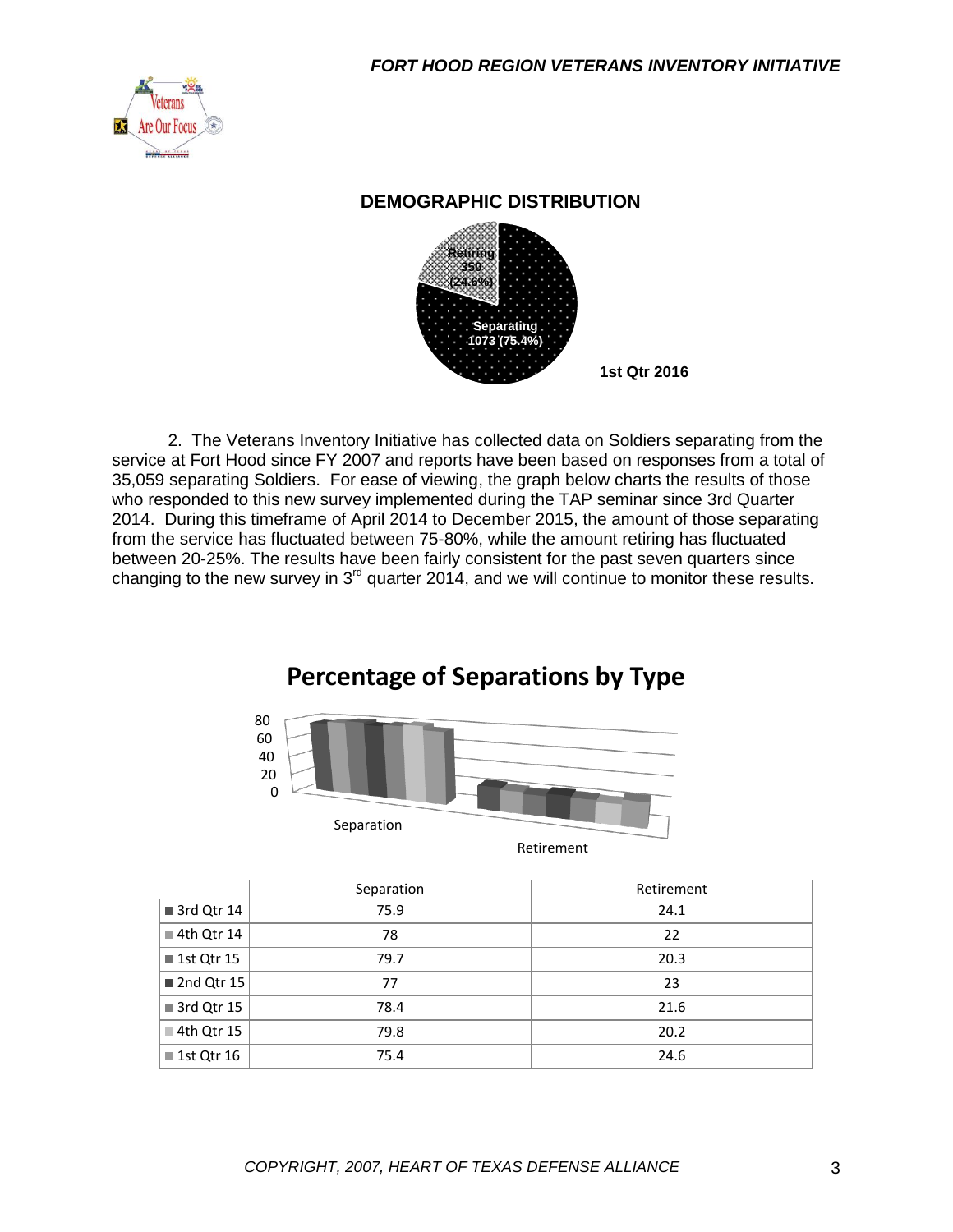## DEMOGRAPHIC DISTRIBUTION

Retiring 350 (24.6%)

Separating 1073 (75.4%)

1st Qtr 2016

2. The Veterans Inventory Initiative has collected data on Soldiers separating from the service at Fort Hood since FY 2007 and reports have been based on responses from a total of 35,059 separating Soldiers. For ease of viewing, the graph below charts the results of those who responded to this new survey implemented during the TAP seminar since 3rd Quarter 2014. During this timeframe of April 2014 to December 2015, the amount of those separating from the service has fluctuated between 75-80%, while the amount retiring has fluctuated between 20-25%. The results have been fairly consistent for the past seven quarters since changing to the new survey in 3rd quarter 2014, and we will continue to monitor these results.

## Percentage of Separations by Type

| | Separation | Retirement |
|---|---|---|
| 3rd Qtr 14 | 75.9 | 24.1 |
| 4th Qtr 14 | 78 | 22 |
| 1st Qtr 15 | 79.7 | 20.3 |
| 2nd Qtr 15 | 77 | 23 |
| 3rd Qtr 15 | 78.4 | 21.6 |
| 4th Qtr 15 | 79.8 | 20.2 |
| 1st Qtr 16 | 75.4 | 24.6 |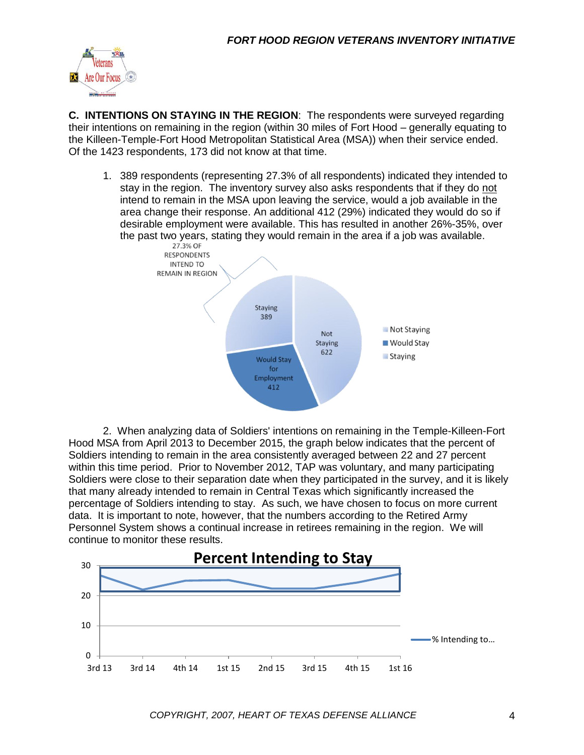**C. INTENTIONS ON STAYING IN THE REGION**: The respondents were surveyed regarding their intentions on remaining in the region (within 30 miles of Fort Hood – generally equating to the Killeen-Temple-Fort Hood Metropolitan Statistical Area (MSA)) when their service ended. Of the 1423 respondents, 173 did not know at that time.

1. 389 respondents (representing 27.3% of all respondents) indicated they intended to stay in the region. The inventory survey also asks respondents that if they do not intend to remain in the MSA upon leaving the service, would a job available in the area change their response. An additional 412 (29%) indicated they would do so if desirable employment were available. This has resulted in another 26%-35%, over the past two years, stating they would remain in the area if a job was available.

27.3% OF RESPONDENTS INTEND TO REMAIN IN REGION

| Category | Count |
|---|---|
| Staying | 389 |
| Not Staying | 622 |
| Would Stay for Employment | 412 |

2. When analyzing data of Soldiers' intentions on remaining in the Temple-Killeen-Fort Hood MSA from April 2013 to December 2015, the graph below indicates that the percent of Soldiers intending to remain in the area consistently averaged between 22 and 27 percent within this time period. Prior to November 2012, TAP was voluntary, and many participating Soldiers were close to their separation date when they participated in the survey, and it is likely that many already intended to remain in Central Texas which significantly increased the percentage of Soldiers intending to stay. As such, we have chosen to focus on more current data. It is important to note, however, that the numbers according to the Retired Army Personnel System shows a continual increase in retirees remaining in the region. We will continue to monitor these results.

**Percent Intending to Stay**

(Line chart: % Intending to… ; x-axis: 3rd 13, 3rd 14, 4th 14, 1st 15, 2nd 15, 3rd 15, 4th 15, 1st 16; y-axis: 0–30)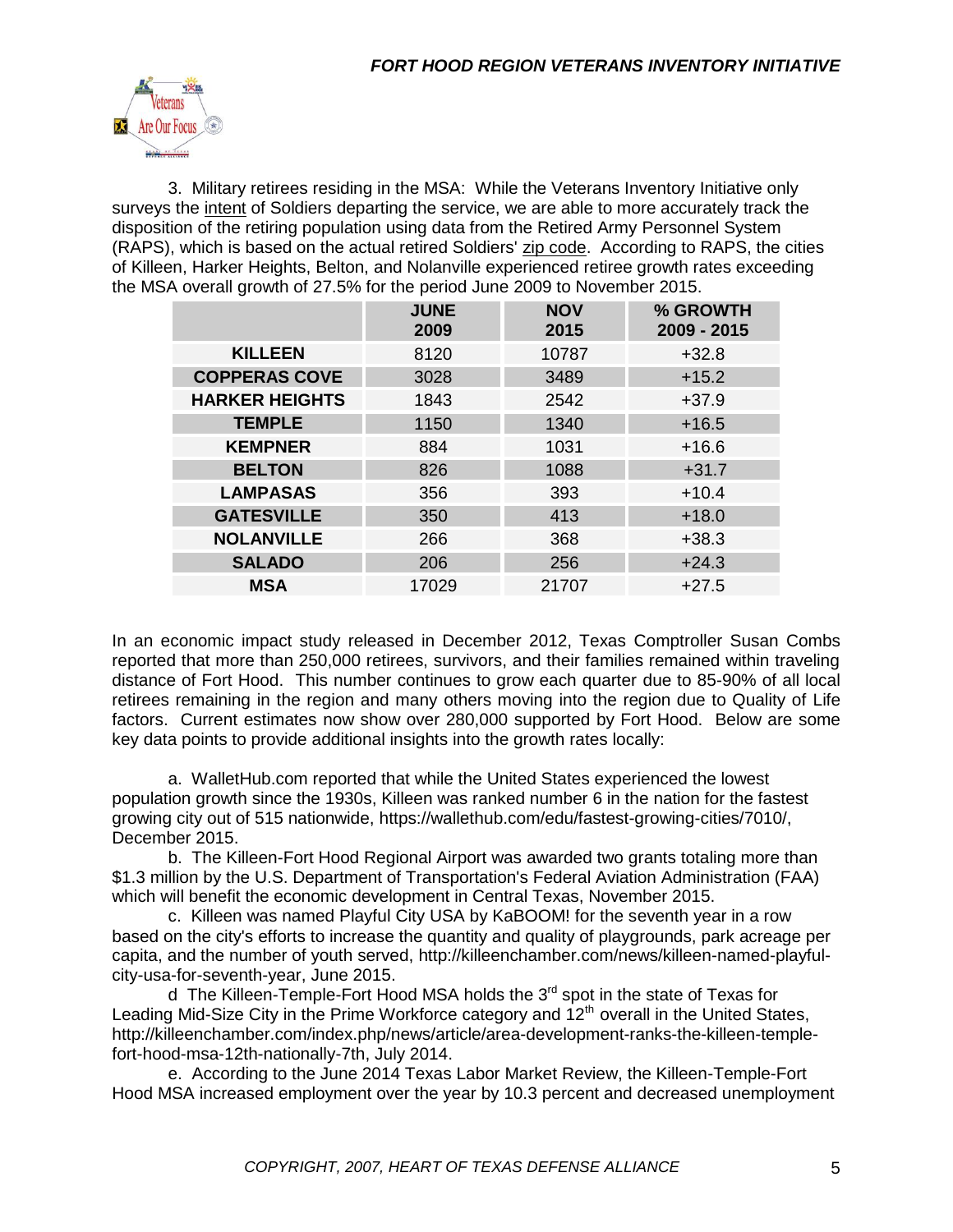3. Military retirees residing in the MSA: While the Veterans Inventory Initiative only surveys the intent of Soldiers departing the service, we are able to more accurately track the disposition of the retiring population using data from the Retired Army Personnel System (RAPS), which is based on the actual retired Soldiers' zip code. According to RAPS, the cities of Killeen, Harker Heights, Belton, and Nolanville experienced retiree growth rates exceeding the MSA overall growth of 27.5% for the period June 2009 to November 2015.

| | JUNE 2009 | NOV 2015 | % GROWTH 2009 - 2015 |
|---|---|---|---|
| KILLEEN | 8120 | 10787 | +32.8 |
| COPPERAS COVE | 3028 | 3489 | +15.2 |
| HARKER HEIGHTS | 1843 | 2542 | +37.9 |
| TEMPLE | 1150 | 1340 | +16.5 |
| KEMPNER | 884 | 1031 | +16.6 |
| BELTON | 826 | 1088 | +31.7 |
| LAMPASAS | 356 | 393 | +10.4 |
| GATESVILLE | 350 | 413 | +18.0 |
| NOLANVILLE | 266 | 368 | +38.3 |
| SALADO | 206 | 256 | +24.3 |
| MSA | 17029 | 21707 | +27.5 |

In an economic impact study released in December 2012, Texas Comptroller Susan Combs reported that more than 250,000 retirees, survivors, and their families remained within traveling distance of Fort Hood. This number continues to grow each quarter due to 85-90% of all local retirees remaining in the region and many others moving into the region due to Quality of Life factors. Current estimates now show over 280,000 supported by Fort Hood. Below are some key data points to provide additional insights into the growth rates locally:

a. WalletHub.com reported that while the United States experienced the lowest population growth since the 1930s, Killeen was ranked number 6 in the nation for the fastest growing city out of 515 nationwide, https://wallethub.com/edu/fastest-growing-cities/7010/, December 2015.

b. The Killeen-Fort Hood Regional Airport was awarded two grants totaling more than $1.3 million by the U.S. Department of Transportation's Federal Aviation Administration (FAA) which will benefit the economic development in Central Texas, November 2015.

c. Killeen was named Playful City USA by KaBOOM! for the seventh year in a row based on the city's efforts to increase the quantity and quality of playgrounds, park acreage per capita, and the number of youth served, http://killeenchamber.com/news/killeen-named-playful-city-usa-for-seventh-year, June 2015.

d The Killeen-Temple-Fort Hood MSA holds the 3rd spot in the state of Texas for Leading Mid-Size City in the Prime Workforce category and 12th overall in the United States, http://killeenchamber.com/index.php/news/article/area-development-ranks-the-killeen-temple-fort-hood-msa-12th-nationally-7th, July 2014.

e. According to the June 2014 Texas Labor Market Review, the Killeen-Temple-Fort Hood MSA increased employment over the year by 10.3 percent and decreased unemployment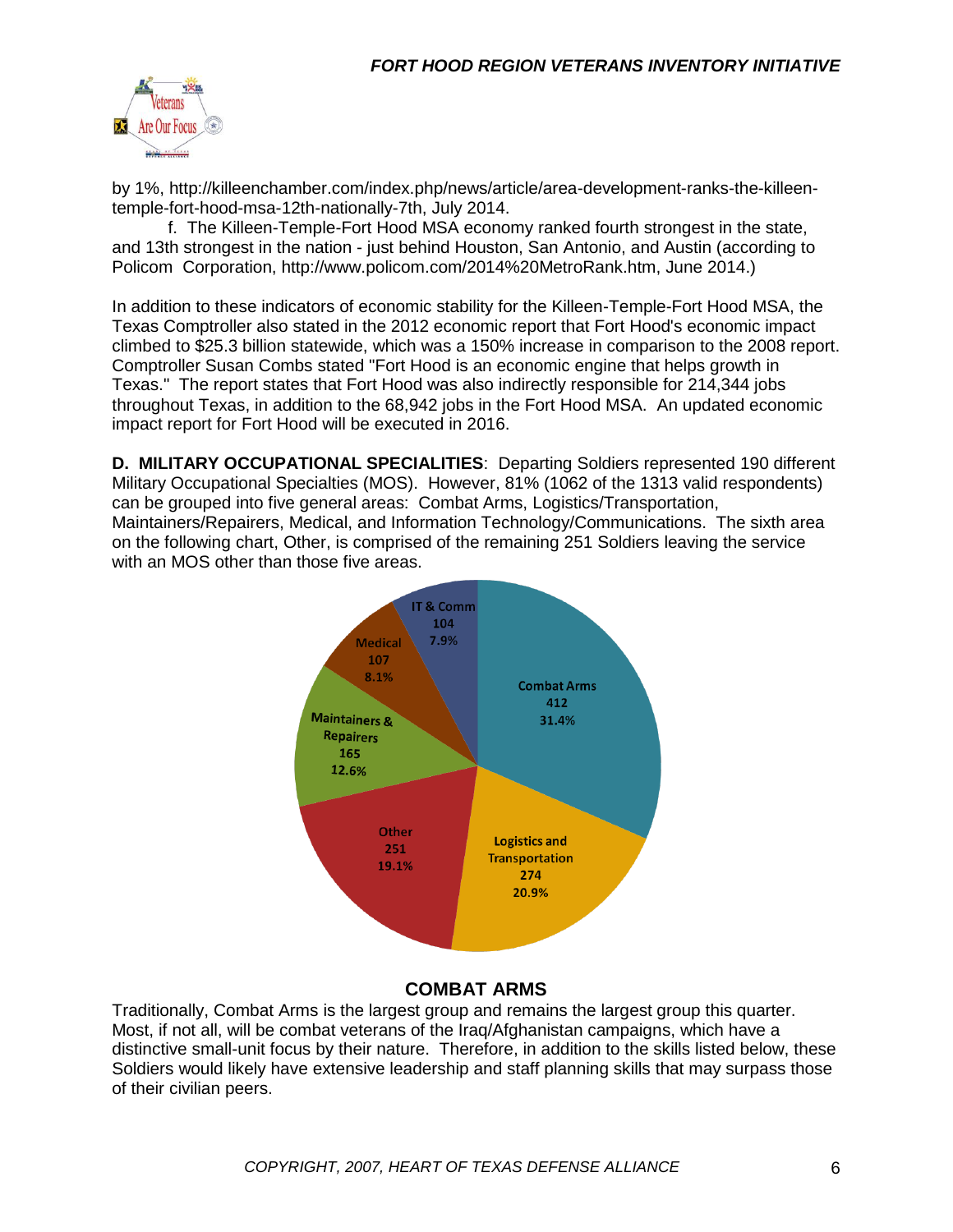by 1%, http://killeenchamber.com/index.php/news/article/area-development-ranks-the-killeen-temple-fort-hood-msa-12th-nationally-7th, July 2014.

f. The Killeen-Temple-Fort Hood MSA economy ranked fourth strongest in the state, and 13th strongest in the nation - just behind Houston, San Antonio, and Austin (according to Policom Corporation, http://www.policom.com/2014%20MetroRank.htm, June 2014.)

In addition to these indicators of economic stability for the Killeen-Temple-Fort Hood MSA, the Texas Comptroller also stated in the 2012 economic report that Fort Hood's economic impact climbed to $25.3 billion statewide, which was a 150% increase in comparison to the 2008 report. Comptroller Susan Combs stated "Fort Hood is an economic engine that helps growth in Texas." The report states that Fort Hood was also indirectly responsible for 214,344 jobs throughout Texas, in addition to the 68,942 jobs in the Fort Hood MSA. An updated economic impact report for Fort Hood will be executed in 2016.

**D. MILITARY OCCUPATIONAL SPECIALITIES**: Departing Soldiers represented 190 different Military Occupational Specialties (MOS). However, 81% (1062 of the 1313 valid respondents) can be grouped into five general areas: Combat Arms, Logistics/Transportation, Maintainers/Repairers, Medical, and Information Technology/Communications. The sixth area on the following chart, Other, is comprised of the remaining 251 Soldiers leaving the service with an MOS other than those five areas.

| Category | Count | Percent |
|---|---|---|
| Combat Arms | 412 | 31.4% |
| Logistics and Transportation | 274 | 20.9% |
| Other | 251 | 19.1% |
| Maintainers & Repairers | 165 | 12.6% |
| Medical | 107 | 8.1% |
| IT & Comm | 104 | 7.9% |

## COMBAT ARMS

Traditionally, Combat Arms is the largest group and remains the largest group this quarter. Most, if not all, will be combat veterans of the Iraq/Afghanistan campaigns, which have a distinctive small-unit focus by their nature. Therefore, in addition to the skills listed below, these Soldiers would likely have extensive leadership and staff planning skills that may surpass those of their civilian peers.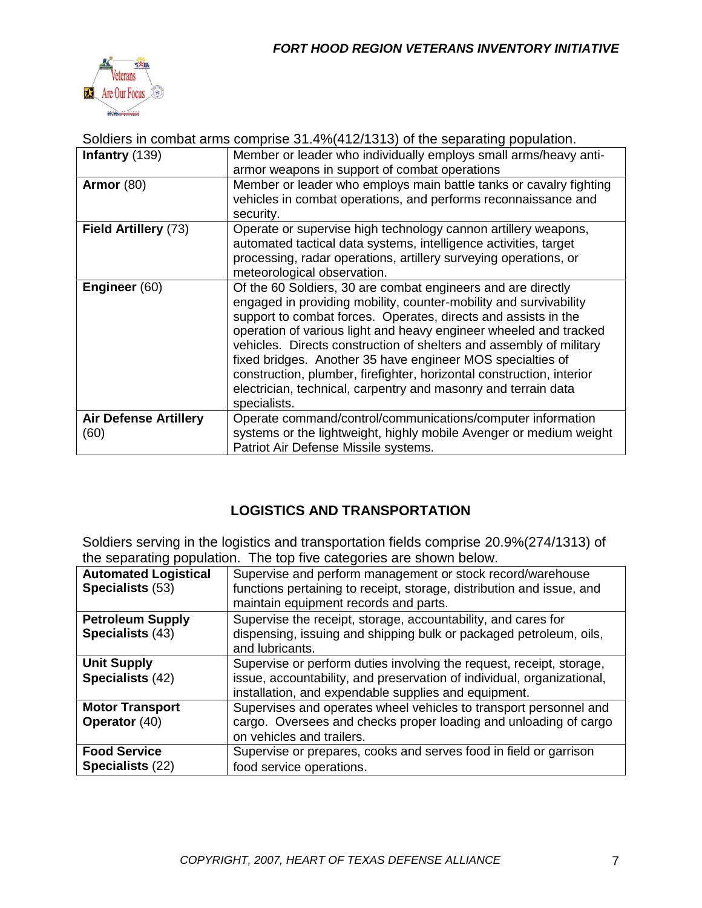Soldiers in combat arms comprise 31.4%(412/1313) of the separating population.

| **Infantry** (139) | Member or leader who individually employs small arms/heavy anti-armor weapons in support of combat operations |
|---|---|
| **Armor** (80) | Member or leader who employs main battle tanks or cavalry fighting vehicles in combat operations, and performs reconnaissance and security. |
| **Field Artillery** (73) | Operate or supervise high technology cannon artillery weapons, automated tactical data systems, intelligence activities, target processing, radar operations, artillery surveying operations, or meteorological observation. |
| **Engineer** (60) | Of the 60 Soldiers, 30 are combat engineers and are directly engaged in providing mobility, counter-mobility and survivability support to combat forces. Operates, directs and assists in the operation of various light and heavy engineer wheeled and tracked vehicles. Directs construction of shelters and assembly of military fixed bridges. Another 35 have engineer MOS specialties of construction, plumber, firefighter, horizontal construction, interior electrician, technical, carpentry and masonry and terrain data specialists. |
| **Air Defense Artillery** (60) | Operate command/control/communications/computer information systems or the lightweight, highly mobile Avenger or medium weight Patriot Air Defense Missile systems. |

## LOGISTICS AND TRANSPORTATION

Soldiers serving in the logistics and transportation fields comprise 20.9%(274/1313) of the separating population. The top five categories are shown below.

| **Automated Logistical Specialists** (53) | Supervise and perform management or stock record/warehouse functions pertaining to receipt, storage, distribution and issue, and maintain equipment records and parts. |
|---|---|
| **Petroleum Supply Specialists** (43) | Supervise the receipt, storage, accountability, and cares for dispensing, issuing and shipping bulk or packaged petroleum, oils, and lubricants. |
| **Unit Supply Specialists** (42) | Supervise or perform duties involving the request, receipt, storage, issue, accountability, and preservation of individual, organizational, installation, and expendable supplies and equipment. |
| **Motor Transport Operator** (40) | Supervises and operates wheel vehicles to transport personnel and cargo. Oversees and checks proper loading and unloading of cargo on vehicles and trailers. |
| **Food Service Specialists** (22) | Supervise or prepares, cooks and serves food in field or garrison food service operations. |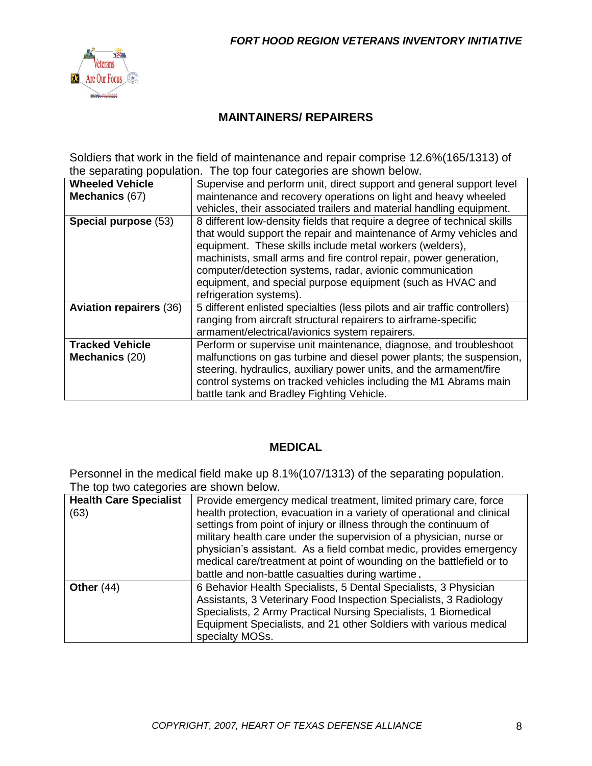## MAINTAINERS/ REPAIRERS

Soldiers that work in the field of maintenance and repair comprise 12.6%(165/1313) of the separating population. The top four categories are shown below.

| | |
|---|---|
| **Wheeled Vehicle Mechanics** (67) | Supervise and perform unit, direct support and general support level maintenance and recovery operations on light and heavy wheeled vehicles, their associated trailers and material handling equipment. |
| **Special purpose** (53) | 8 different low-density fields that require a degree of technical skills that would support the repair and maintenance of Army vehicles and equipment. These skills include metal workers (welders), machinists, small arms and fire control repair, power generation, computer/detection systems, radar, avionic communication equipment, and special purpose equipment (such as HVAC and refrigeration systems). |
| **Aviation repairers** (36) | 5 different enlisted specialties (less pilots and air traffic controllers) ranging from aircraft structural repairers to airframe-specific armament/electrical/avionics system repairers. |
| **Tracked Vehicle Mechanics** (20) | Perform or supervise unit maintenance, diagnose, and troubleshoot malfunctions on gas turbine and diesel power plants; the suspension, steering, hydraulics, auxiliary power units, and the armament/fire control systems on tracked vehicles including the M1 Abrams main battle tank and Bradley Fighting Vehicle. |

## MEDICAL

Personnel in the medical field make up 8.1%(107/1313) of the separating population. The top two categories are shown below.

| | |
|---|---|
| **Health Care Specialist** (63) | Provide emergency medical treatment, limited primary care, force health protection, evacuation in a variety of operational and clinical settings from point of injury or illness through the continuum of military health care under the supervision of a physician, nurse or physician's assistant. As a field combat medic, provides emergency medical care/treatment at point of wounding on the battlefield or to battle and non-battle casualties during wartime. |
| **Other** (44) | 6 Behavior Health Specialists, 5 Dental Specialists, 3 Physician Assistants, 3 Veterinary Food Inspection Specialists, 3 Radiology Specialists, 2 Army Practical Nursing Specialists, 1 Biomedical Equipment Specialists, and 21 other Soldiers with various medical specialty MOSs. |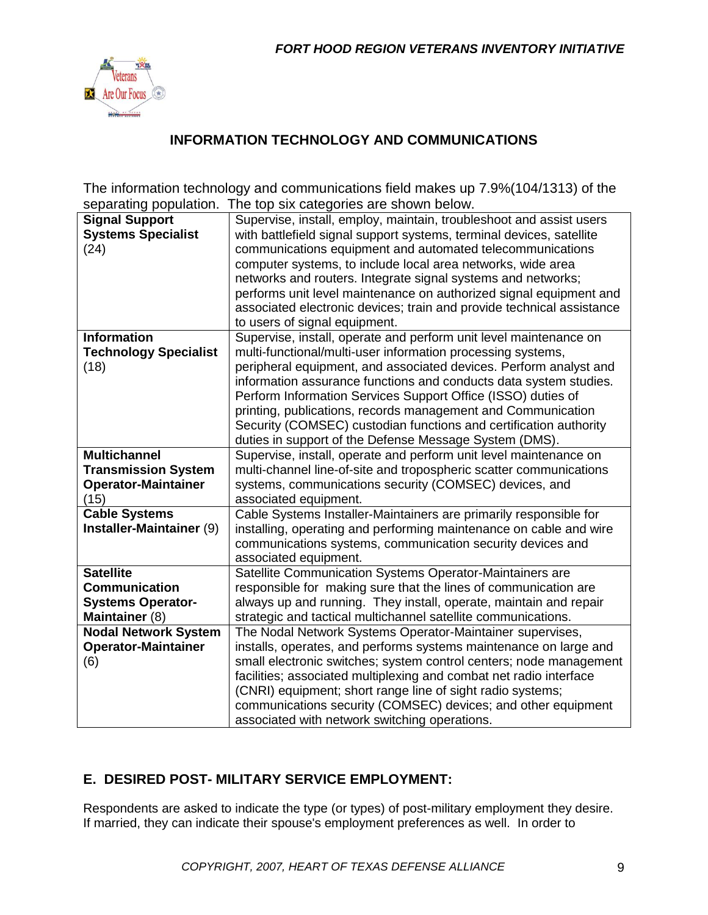## INFORMATION TECHNOLOGY AND COMMUNICATIONS

The information technology and communications field makes up 7.9%(104/1313) of the separating population. The top six categories are shown below.

| | |
|---|---|
| **Signal Support Systems Specialist** (24) | Supervise, install, employ, maintain, troubleshoot and assist users with battlefield signal support systems, terminal devices, satellite communications equipment and automated telecommunications computer systems, to include local area networks, wide area networks and routers. Integrate signal systems and networks; performs unit level maintenance on authorized signal equipment and associated electronic devices; train and provide technical assistance to users of signal equipment. |
| **Information Technology Specialist** (18) | Supervise, install, operate and perform unit level maintenance on multi-functional/multi-user information processing systems, peripheral equipment, and associated devices. Perform analyst and information assurance functions and conducts data system studies. Perform Information Services Support Office (ISSO) duties of printing, publications, records management and Communication Security (COMSEC) custodian functions and certification authority duties in support of the Defense Message System (DMS). |
| **Multichannel Transmission System Operator-Maintainer** (15) | Supervise, install, operate and perform unit level maintenance on multi-channel line-of-site and tropospheric scatter communications systems, communications security (COMSEC) devices, and associated equipment. |
| **Cable Systems Installer-Maintainer** (9) | Cable Systems Installer-Maintainers are primarily responsible for installing, operating and performing maintenance on cable and wire communications systems, communication security devices and associated equipment. |
| **Satellite Communication Systems Operator-Maintainer** (8) | Satellite Communication Systems Operator-Maintainers are responsible for making sure that the lines of communication are always up and running. They install, operate, maintain and repair strategic and tactical multichannel satellite communications. |
| **Nodal Network System Operator-Maintainer** (6) | The Nodal Network Systems Operator-Maintainer supervises, installs, operates, and performs systems maintenance on large and small electronic switches; system control centers; node management facilities; associated multiplexing and combat net radio interface (CNRI) equipment; short range line of sight radio systems; communications security (COMSEC) devices; and other equipment associated with network switching operations. |

## E. DESIRED POST- MILITARY SERVICE EMPLOYMENT:

Respondents are asked to indicate the type (or types) of post-military employment they desire. If married, they can indicate their spouse's employment preferences as well. In order to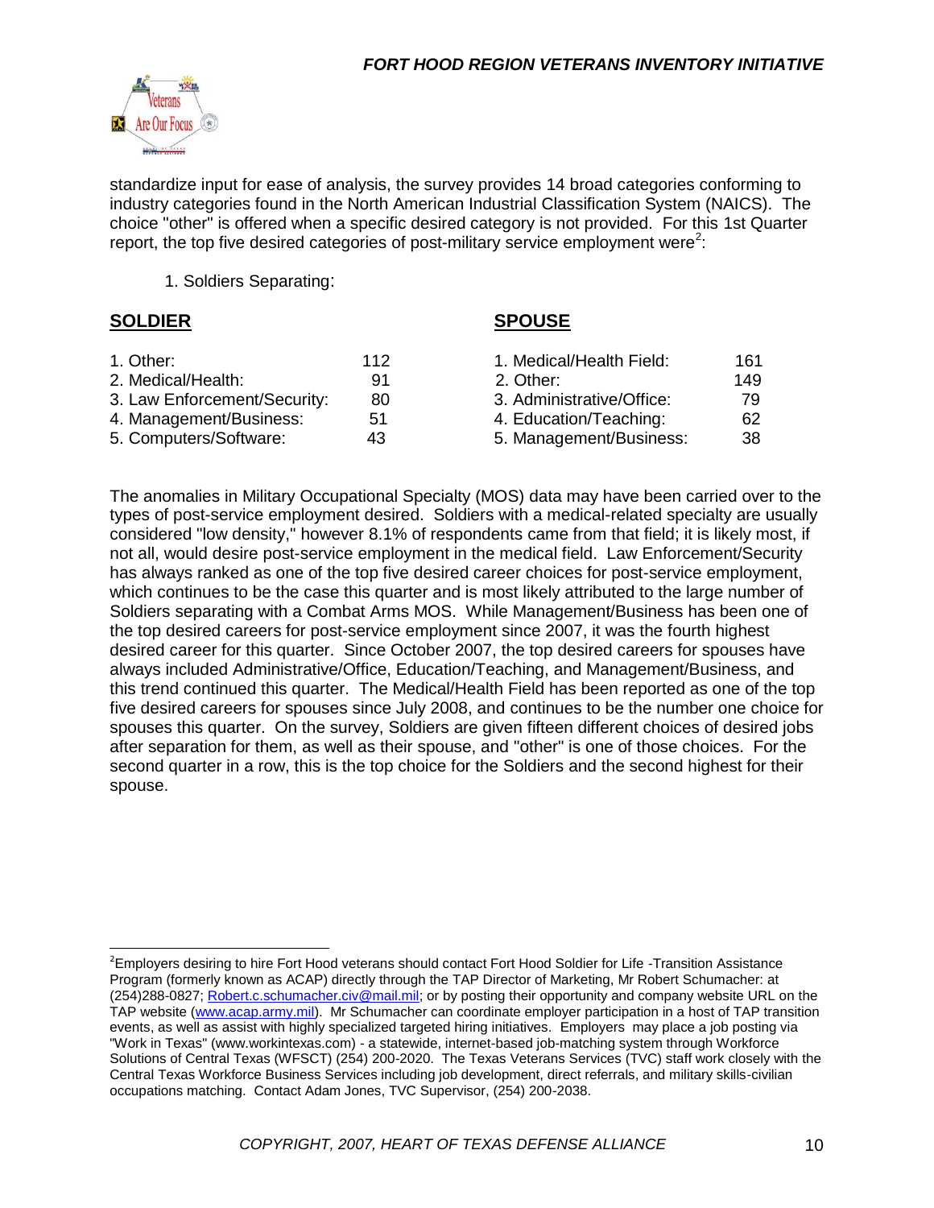standardize input for ease of analysis, the survey provides 14 broad categories conforming to industry categories found in the North American Industrial Classification System (NAICS). The choice "other" is offered when a specific desired category is not provided. For this 1st Quarter report, the top five desired categories of post-military service employment were[2]:

1. Soldiers Separating:

| **SOLDIER** | | **SPOUSE** | |
|---|---|---|---|
| 1. Other: | 112 | 1. Medical/Health Field: | 161 |
| 2. Medical/Health: | 91 | 2. Other: | 149 |
| 3. Law Enforcement/Security: | 80 | 3. Administrative/Office: | 79 |
| 4. Management/Business: | 51 | 4. Education/Teaching: | 62 |
| 5. Computers/Software: | 43 | 5. Management/Business: | 38 |

The anomalies in Military Occupational Specialty (MOS) data may have been carried over to the types of post-service employment desired. Soldiers with a medical-related specialty are usually considered "low density," however 8.1% of respondents came from that field; it is likely most, if not all, would desire post-service employment in the medical field. Law Enforcement/Security has always ranked as one of the top five desired career choices for post-service employment, which continues to be the case this quarter and is most likely attributed to the large number of Soldiers separating with a Combat Arms MOS. While Management/Business has been one of the top desired careers for post-service employment since 2007, it was the fourth highest desired career for this quarter. Since October 2007, the top desired careers for spouses have always included Administrative/Office, Education/Teaching, and Management/Business, and this trend continued this quarter. The Medical/Health Field has been reported as one of the top five desired careers for spouses since July 2008, and continues to be the number one choice for spouses this quarter. On the survey, Soldiers are given fifteen different choices of desired jobs after separation for them, as well as their spouse, and "other" is one of those choices. For the second quarter in a row, this is the top choice for the Soldiers and the second highest for their spouse.

[2] Employers desiring to hire Fort Hood veterans should contact Fort Hood Soldier for Life -Transition Assistance Program (formerly known as ACAP) directly through the TAP Director of Marketing, Mr Robert Schumacher: at (254)288-0827; Robert.c.schumacher.civ@mail.mil; or by posting their opportunity and company website URL on the TAP website (www.acap.army.mil). Mr Schumacher can coordinate employer participation in a host of TAP transition events, as well as assist with highly specialized targeted hiring initiatives. Employers may place a job posting via "Work in Texas" (www.workintexas.com) - a statewide, internet-based job-matching system through Workforce Solutions of Central Texas (WFSCT) (254) 200-2020. The Texas Veterans Services (TVC) staff work closely with the Central Texas Workforce Business Services including job development, direct referrals, and military skills-civilian occupations matching. Contact Adam Jones, TVC Supervisor, (254) 200-2038.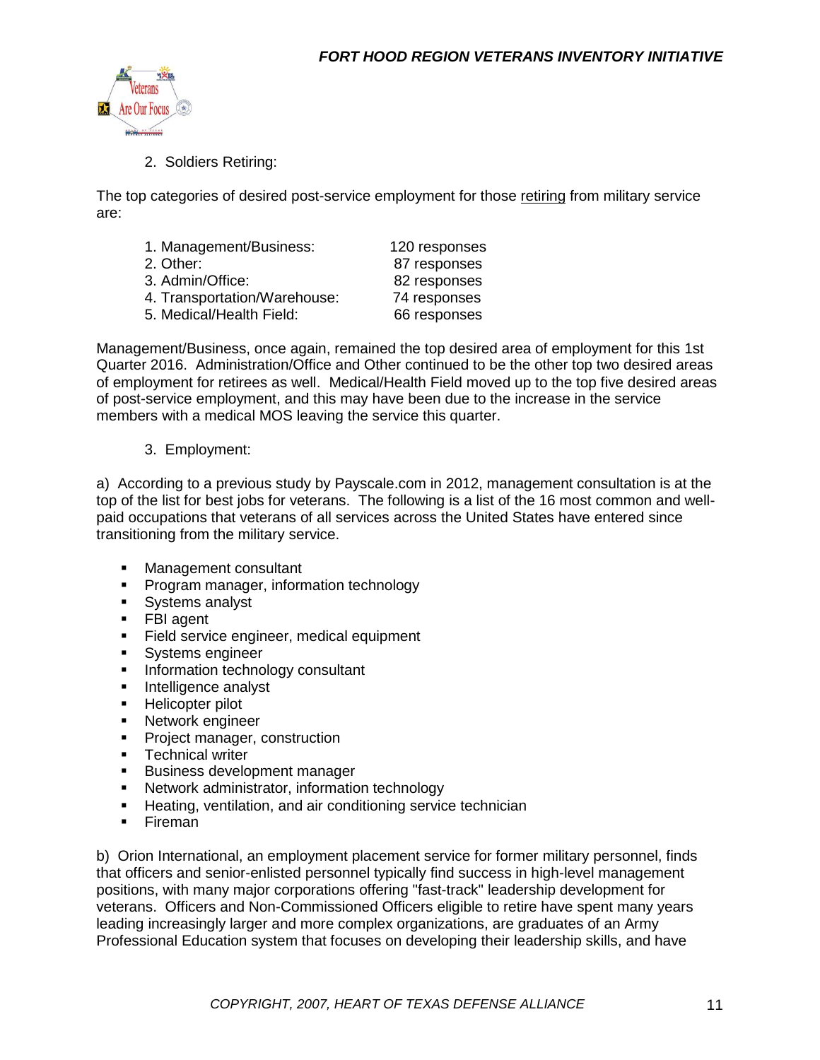2. Soldiers Retiring:

The top categories of desired post-service employment for those <u>retiring</u> from military service are:

1. Management/Business: 120 responses
2. Other: 87 responses
3. Admin/Office: 82 responses
4. Transportation/Warehouse: 74 responses
5. Medical/Health Field: 66 responses

Management/Business, once again, remained the top desired area of employment for this 1st Quarter 2016. Administration/Office and Other continued to be the other top two desired areas of employment for retirees as well. Medical/Health Field moved up to the top five desired areas of post-service employment, and this may have been due to the increase in the service members with a medical MOS leaving the service this quarter.

3. Employment:

a) According to a previous study by Payscale.com in 2012, management consultation is at the top of the list for best jobs for veterans. The following is a list of the 16 most common and well-paid occupations that veterans of all services across the United States have entered since transitioning from the military service.

- Management consultant
- Program manager, information technology
- Systems analyst
- FBI agent
- Field service engineer, medical equipment
- Systems engineer
- Information technology consultant
- Intelligence analyst
- Helicopter pilot
- Network engineer
- Project manager, construction
- Technical writer
- Business development manager
- Network administrator, information technology
- Heating, ventilation, and air conditioning service technician
- Fireman

b) Orion International, an employment placement service for former military personnel, finds that officers and senior-enlisted personnel typically find success in high-level management positions, with many major corporations offering "fast-track" leadership development for veterans. Officers and Non-Commissioned Officers eligible to retire have spent many years leading increasingly larger and more complex organizations, are graduates of an Army Professional Education system that focuses on developing their leadership skills, and have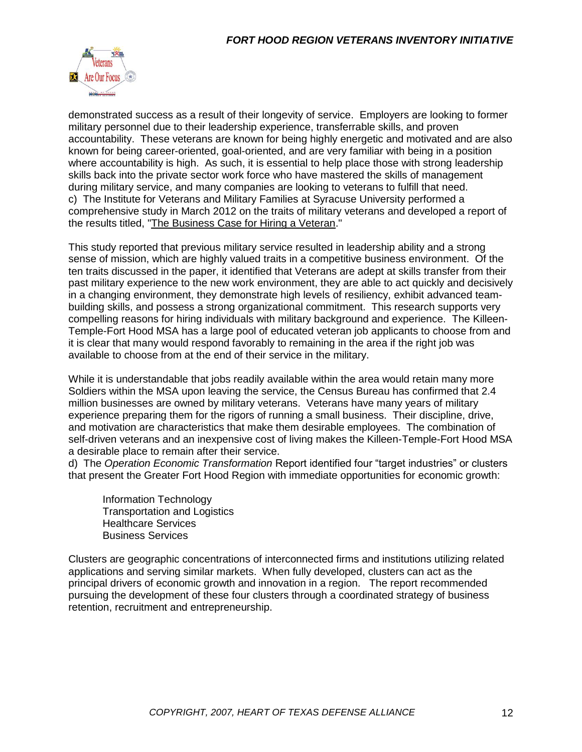demonstrated success as a result of their longevity of service. Employers are looking to former military personnel due to their leadership experience, transferrable skills, and proven accountability. These veterans are known for being highly energetic and motivated and are also known for being career-oriented, goal-oriented, and are very familiar with being in a position where accountability is high. As such, it is essential to help place those with strong leadership skills back into the private sector work force who have mastered the skills of management during military service, and many companies are looking to veterans to fulfill that need.
c) The Institute for Veterans and Military Families at Syracuse University performed a comprehensive study in March 2012 on the traits of military veterans and developed a report of the results titled, "The Business Case for Hiring a Veteran."

This study reported that previous military service resulted in leadership ability and a strong sense of mission, which are highly valued traits in a competitive business environment. Of the ten traits discussed in the paper, it identified that Veterans are adept at skills transfer from their past military experience to the new work environment, they are able to act quickly and decisively in a changing environment, they demonstrate high levels of resiliency, exhibit advanced team-building skills, and possess a strong organizational commitment. This research supports very compelling reasons for hiring individuals with military background and experience. The Killeen-Temple-Fort Hood MSA has a large pool of educated veteran job applicants to choose from and it is clear that many would respond favorably to remaining in the area if the right job was available to choose from at the end of their service in the military.

While it is understandable that jobs readily available within the area would retain many more Soldiers within the MSA upon leaving the service, the Census Bureau has confirmed that 2.4 million businesses are owned by military veterans. Veterans have many years of military experience preparing them for the rigors of running a small business. Their discipline, drive, and motivation are characteristics that make them desirable employees. The combination of self-driven veterans and an inexpensive cost of living makes the Killeen-Temple-Fort Hood MSA a desirable place to remain after their service.
d) The *Operation Economic Transformation* Report identified four "target industries" or clusters that present the Greater Fort Hood Region with immediate opportunities for economic growth:

- Information Technology
- Transportation and Logistics
- Healthcare Services
- Business Services

Clusters are geographic concentrations of interconnected firms and institutions utilizing related applications and serving similar markets. When fully developed, clusters can act as the principal drivers of economic growth and innovation in a region. The report recommended pursuing the development of these four clusters through a coordinated strategy of business retention, recruitment and entrepreneurship.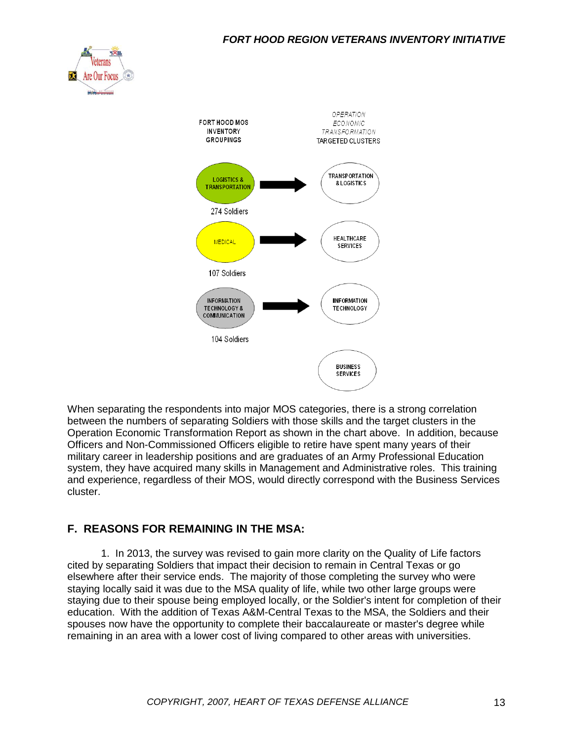| FORT HOOD MOS INVENTORY GROUPINGS | | *OPERATION ECONOMIC TRANSFORMATION* TARGETED CLUSTERS |
| --- | --- | --- |
| LOGISTICS & TRANSPORTATION (274 Soldiers) | → | TRANSPORTATION & LOGISTICS |
| MEDICAL (107 Soldiers) | → | HEALTHCARE SERVICES |
| INFORMATION TECHNOLOGY & COMMUNICATION (104 Soldiers) | → | INFORMATION TECHNOLOGY |
| | | BUSINESS SERVICES |

When separating the respondents into major MOS categories, there is a strong correlation between the numbers of separating Soldiers with those skills and the target clusters in the Operation Economic Transformation Report as shown in the chart above. In addition, because Officers and Non-Commissioned Officers eligible to retire have spent many years of their military career in leadership positions and are graduates of an Army Professional Education system, they have acquired many skills in Management and Administrative roles. This training and experience, regardless of their MOS, would directly correspond with the Business Services cluster.

## F. REASONS FOR REMAINING IN THE MSA:

1. In 2013, the survey was revised to gain more clarity on the Quality of Life factors cited by separating Soldiers that impact their decision to remain in Central Texas or go elsewhere after their service ends. The majority of those completing the survey who were staying locally said it was due to the MSA quality of life, while two other large groups were staying due to their spouse being employed locally, or the Soldier's intent for completion of their education. With the addition of Texas A&M-Central Texas to the MSA, the Soldiers and their spouses now have the opportunity to complete their baccalaureate or master's degree while remaining in an area with a lower cost of living compared to other areas with universities.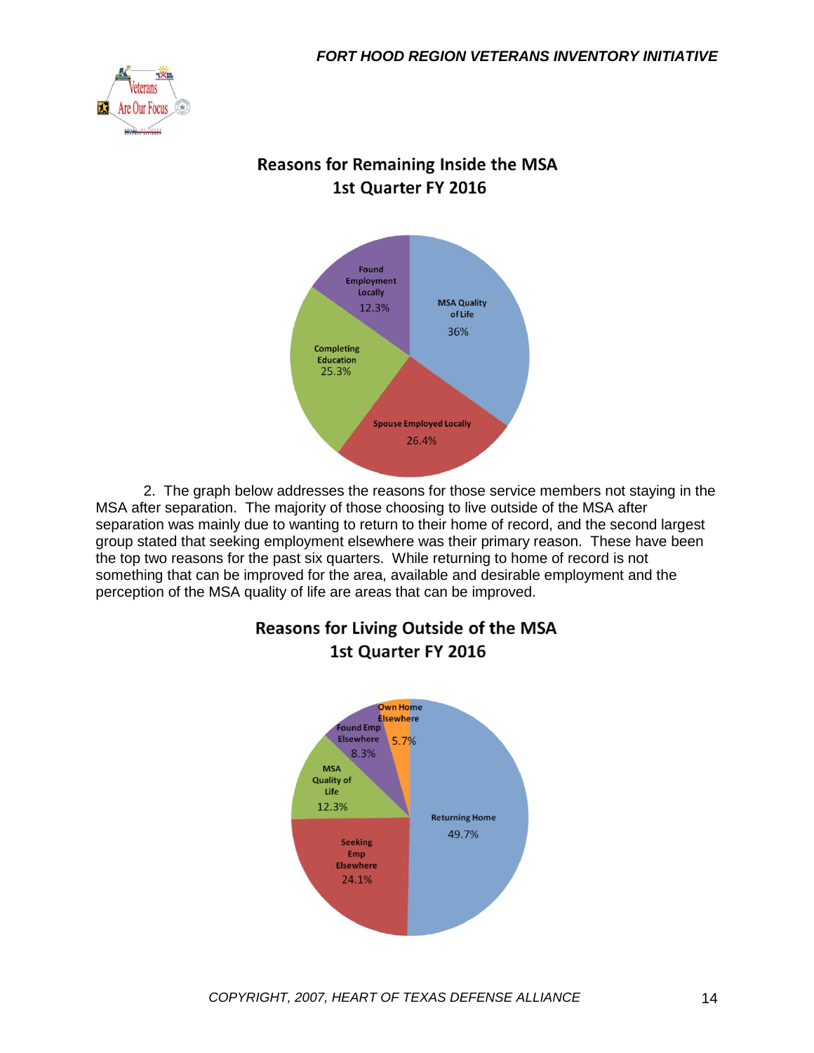## Reasons for Remaining Inside the MSA
## 1st Quarter FY 2016

- MSA Quality of Life: 36%
- Spouse Employed Locally: 26.4%
- Completing Education: 25.3%
- Found Employment Locally: 12.3%

2. The graph below addresses the reasons for those service members not staying in the MSA after separation. The majority of those choosing to live outside of the MSA after separation was mainly due to wanting to return to their home of record, and the second largest group stated that seeking employment elsewhere was their primary reason. These have been the top two reasons for the past six quarters. While returning to home of record is not something that can be improved for the area, available and desirable employment and the perception of the MSA quality of life are areas that can be improved.

## Reasons for Living Outside of the MSA
## 1st Quarter FY 2016

- Returning Home: 49.7%
- Seeking Emp Elsewhere: 24.1%
- MSA Quality of Life: 12.3%
- Found Emp Elsewhere: 8.3%
- Own Home Elsewhere: 5.7%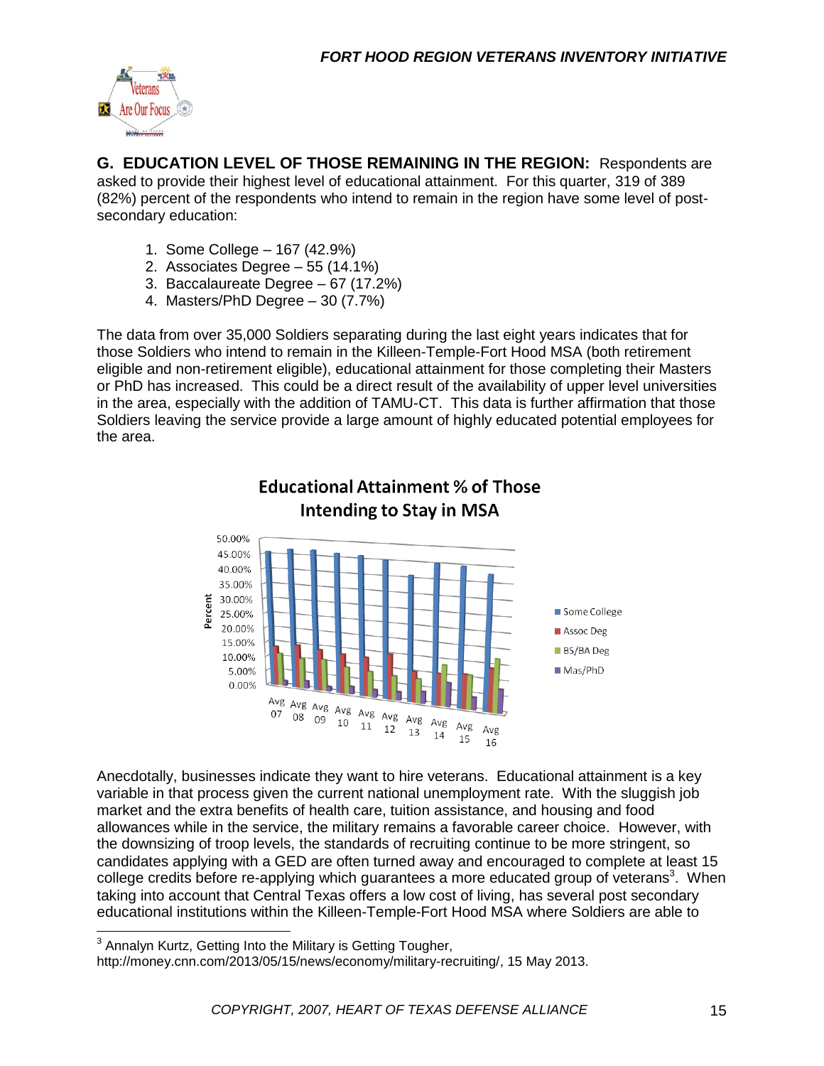**G. EDUCATION LEVEL OF THOSE REMAINING IN THE REGION:** Respondents are asked to provide their highest level of educational attainment. For this quarter, 319 of 389 (82%) percent of the respondents who intend to remain in the region have some level of post-secondary education:

1. Some College – 167 (42.9%)
2. Associates Degree – 55 (14.1%)
3. Baccalaureate Degree – 67 (17.2%)
4. Masters/PhD Degree – 30 (7.7%)

The data from over 35,000 Soldiers separating during the last eight years indicates that for those Soldiers who intend to remain in the Killeen-Temple-Fort Hood MSA (both retirement eligible and non-retirement eligible), educational attainment for those completing their Masters or PhD has increased. This could be a direct result of the availability of upper level universities in the area, especially with the addition of TAMU-CT. This data is further affirmation that those Soldiers leaving the service provide a large amount of highly educated potential employees for the area.

**Educational Attainment % of Those Intending to Stay in MSA**

Anecdotally, businesses indicate they want to hire veterans. Educational attainment is a key variable in that process given the current national unemployment rate. With the sluggish job market and the extra benefits of health care, tuition assistance, and housing and food allowances while in the service, the military remains a favorable career choice. However, with the downsizing of troop levels, the standards of recruiting continue to be more stringent, so candidates applying with a GED are often turned away and encouraged to complete at least 15 college credits before re-applying which guarantees a more educated group of veterans[3]. When taking into account that Central Texas offers a low cost of living, has several post secondary educational institutions within the Killeen-Temple-Fort Hood MSA where Soldiers are able to

[3] Annalyn Kurtz, Getting Into the Military is Getting Tougher, http://money.cnn.com/2013/05/15/news/economy/military-recruiting/, 15 May 2013.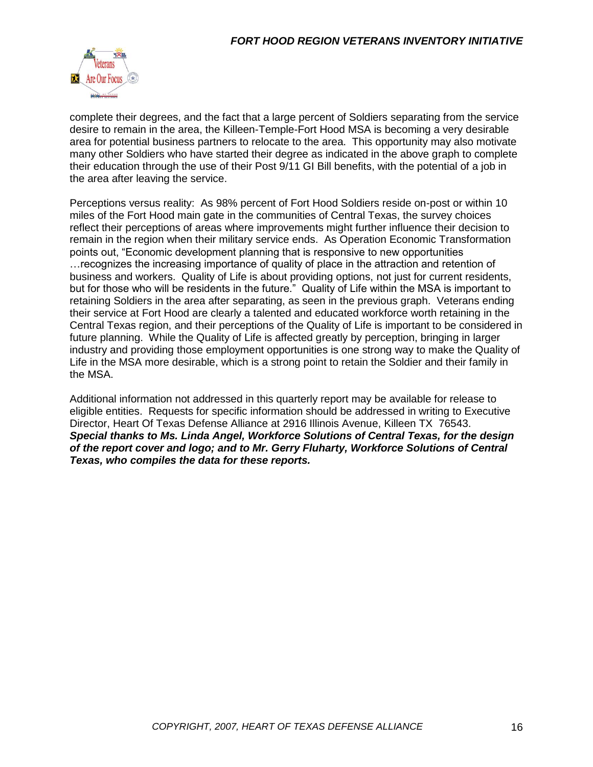complete their degrees, and the fact that a large percent of Soldiers separating from the service desire to remain in the area, the Killeen-Temple-Fort Hood MSA is becoming a very desirable area for potential business partners to relocate to the area. This opportunity may also motivate many other Soldiers who have started their degree as indicated in the above graph to complete their education through the use of their Post 9/11 GI Bill benefits, with the potential of a job in the area after leaving the service.

Perceptions versus reality: As 98% percent of Fort Hood Soldiers reside on-post or within 10 miles of the Fort Hood main gate in the communities of Central Texas, the survey choices reflect their perceptions of areas where improvements might further influence their decision to remain in the region when their military service ends. As Operation Economic Transformation points out, "Economic development planning that is responsive to new opportunities …recognizes the increasing importance of quality of place in the attraction and retention of business and workers. Quality of Life is about providing options, not just for current residents, but for those who will be residents in the future." Quality of Life within the MSA is important to retaining Soldiers in the area after separating, as seen in the previous graph. Veterans ending their service at Fort Hood are clearly a talented and educated workforce worth retaining in the Central Texas region, and their perceptions of the Quality of Life is important to be considered in future planning. While the Quality of Life is affected greatly by perception, bringing in larger industry and providing those employment opportunities is one strong way to make the Quality of Life in the MSA more desirable, which is a strong point to retain the Soldier and their family in the MSA.

Additional information not addressed in this quarterly report may be available for release to eligible entities. Requests for specific information should be addressed in writing to Executive Director, Heart Of Texas Defense Alliance at 2916 Illinois Avenue, Killeen TX 76543.
***Special thanks to Ms. Linda Angel, Workforce Solutions of Central Texas, for the design of the report cover and logo; and to Mr. Gerry Fluharty, Workforce Solutions of Central Texas, who compiles the data for these reports.***